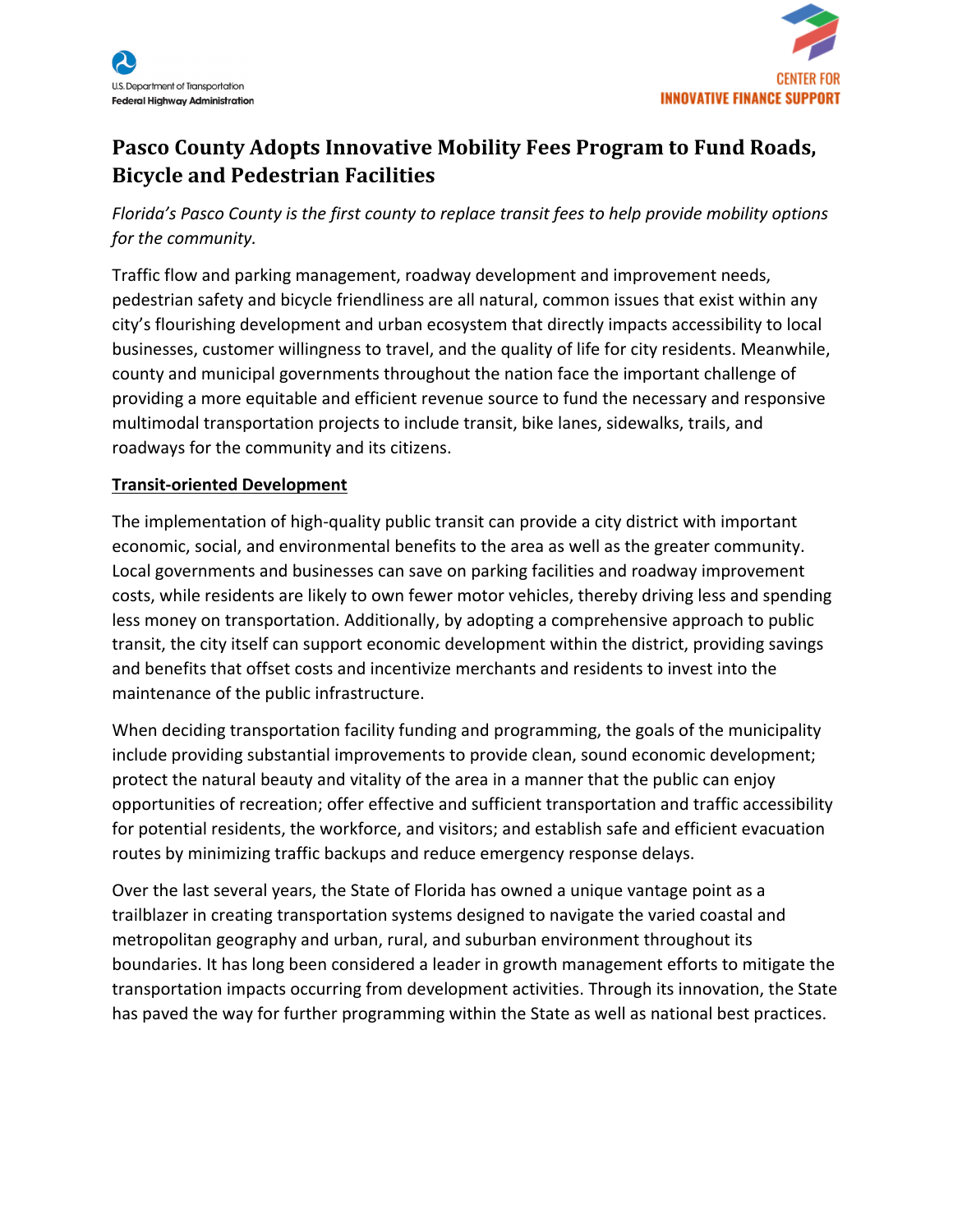# Pasco County Adopts Innovative Mobility Fees Program to Fund Roads, Bicycle and Pedestrian Facilities

*Florida's Pasco County is the first county to replace transit fees to help provide mobility options for the community.*

Traffic flow and parking management, roadway development and improvement needs, pedestrian safety and bicycle friendliness are all natural, common issues that exist within any city's flourishing development and urban ecosystem that directly impacts accessibility to local businesses, customer willingness to travel, and the quality of life for city residents. Meanwhile, county and municipal governments throughout the nation face the important challenge of providing a more equitable and efficient revenue source to fund the necessary and responsive multimodal transportation projects to include transit, bike lanes, sidewalks, trails, and roadways for the community and its citizens.

## Transit-oriented Development

The implementation of high-quality public transit can provide a city district with important economic, social, and environmental benefits to the area as well as the greater community. Local governments and businesses can save on parking facilities and roadway improvement costs, while residents are likely to own fewer motor vehicles, thereby driving less and spending less money on transportation. Additionally, by adopting a comprehensive approach to public transit, the city itself can support economic development within the district, providing savings and benefits that offset costs and incentivize merchants and residents to invest into the maintenance of the public infrastructure.

When deciding transportation facility funding and programming, the goals of the municipality include providing substantial improvements to provide clean, sound economic development; protect the natural beauty and vitality of the area in a manner that the public can enjoy opportunities of recreation; offer effective and sufficient transportation and traffic accessibility for potential residents, the workforce, and visitors; and establish safe and efficient evacuation routes by minimizing traffic backups and reduce emergency response delays.

Over the last several years, the State of Florida has owned a unique vantage point as a trailblazer in creating transportation systems designed to navigate the varied coastal and metropolitan geography and urban, rural, and suburban environment throughout its boundaries. It has long been considered a leader in growth management efforts to mitigate the transportation impacts occurring from development activities. Through its innovation, the State has paved the way for further programming within the State as well as national best practices.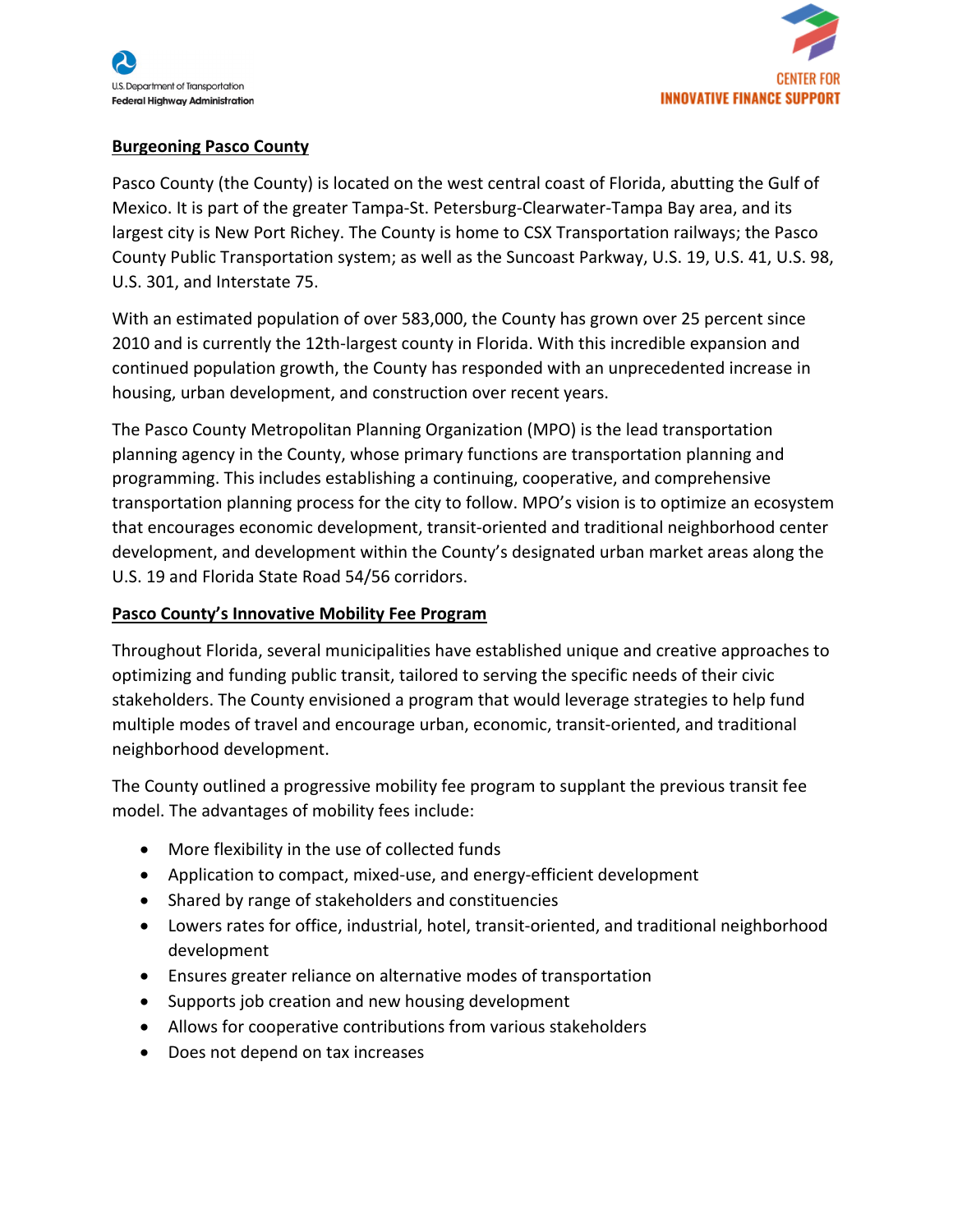## Burgeoning Pasco County

Pasco County (the County) is located on the west central coast of Florida, abutting the Gulf of Mexico. It is part of the greater Tampa-St. Petersburg-Clearwater-Tampa Bay area, and its largest city is New Port Richey. The County is home to CSX Transportation railways; the Pasco County Public Transportation system; as well as the Suncoast Parkway, U.S. 19, U.S. 41, U.S. 98, U.S. 301, and Interstate 75.

With an estimated population of over 583,000, the County has grown over 25 percent since 2010 and is currently the 12th-largest county in Florida. With this incredible expansion and continued population growth, the County has responded with an unprecedented increase in housing, urban development, and construction over recent years.

The Pasco County Metropolitan Planning Organization (MPO) is the lead transportation planning agency in the County, whose primary functions are transportation planning and programming. This includes establishing a continuing, cooperative, and comprehensive transportation planning process for the city to follow. MPO's vision is to optimize an ecosystem that encourages economic development, transit-oriented and traditional neighborhood center development, and development within the County's designated urban market areas along the U.S. 19 and Florida State Road 54/56 corridors.

## Pasco County's Innovative Mobility Fee Program

Throughout Florida, several municipalities have established unique and creative approaches to optimizing and funding public transit, tailored to serving the specific needs of their civic stakeholders. The County envisioned a program that would leverage strategies to help fund multiple modes of travel and encourage urban, economic, transit-oriented, and traditional neighborhood development.

The County outlined a progressive mobility fee program to supplant the previous transit fee model. The advantages of mobility fees include:

- More flexibility in the use of collected funds
- Application to compact, mixed-use, and energy-efficient development
- Shared by range of stakeholders and constituencies
- Lowers rates for office, industrial, hotel, transit-oriented, and traditional neighborhood development
- Ensures greater reliance on alternative modes of transportation
- Supports job creation and new housing development
- Allows for cooperative contributions from various stakeholders
- Does not depend on tax increases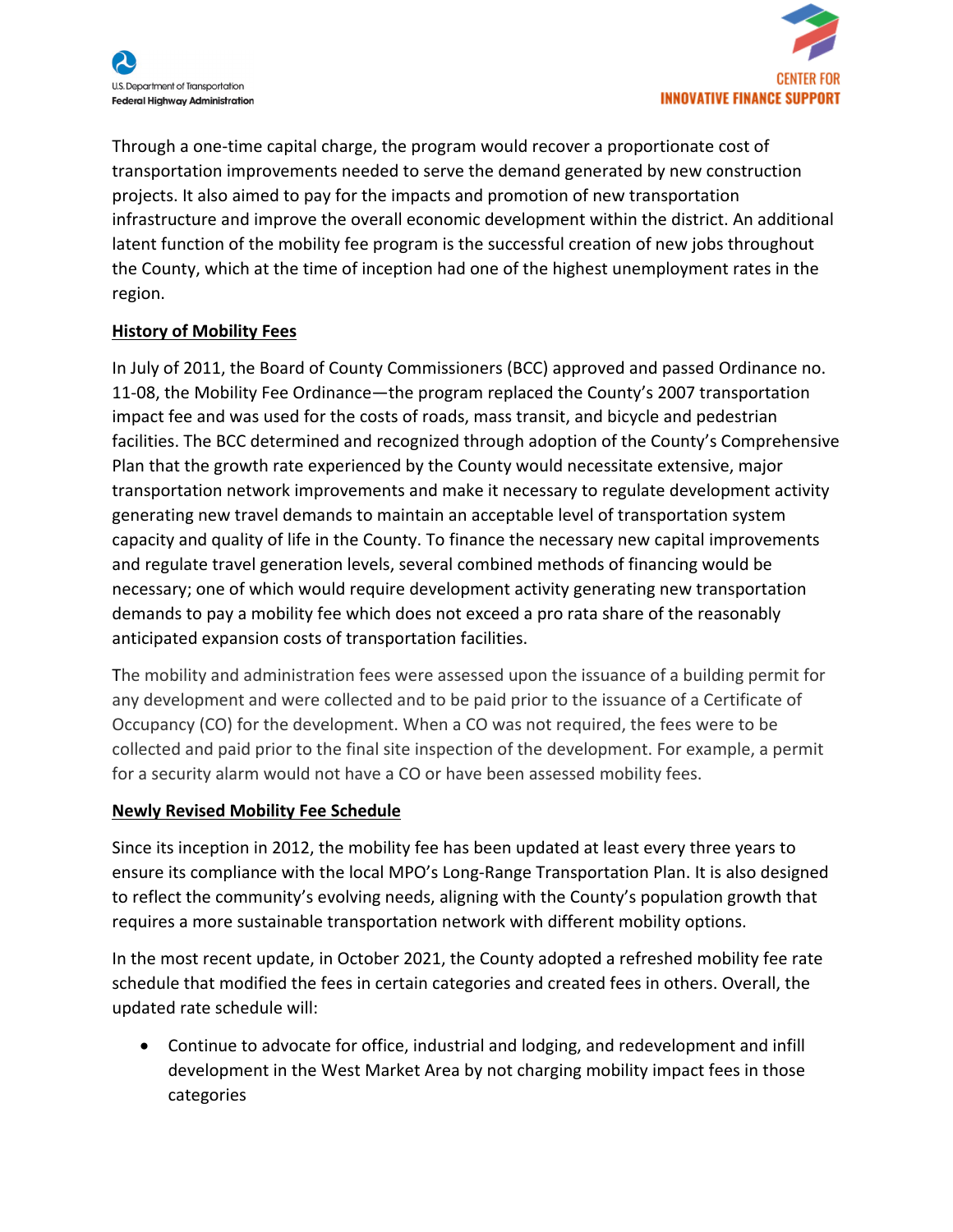Through a one-time capital charge, the program would recover a proportionate cost of transportation improvements needed to serve the demand generated by new construction projects. It also aimed to pay for the impacts and promotion of new transportation infrastructure and improve the overall economic development within the district. An additional latent function of the mobility fee program is the successful creation of new jobs throughout the County, which at the time of inception had one of the highest unemployment rates in the region.

**History of Mobility Fees**

In July of 2011, the Board of County Commissioners (BCC) approved and passed Ordinance no. 11-08, the Mobility Fee Ordinance—the program replaced the County's 2007 transportation impact fee and was used for the costs of roads, mass transit, and bicycle and pedestrian facilities. The BCC determined and recognized through adoption of the County's Comprehensive Plan that the growth rate experienced by the County would necessitate extensive, major transportation network improvements and make it necessary to regulate development activity generating new travel demands to maintain an acceptable level of transportation system capacity and quality of life in the County. To finance the necessary new capital improvements and regulate travel generation levels, several combined methods of financing would be necessary; one of which would require development activity generating new transportation demands to pay a mobility fee which does not exceed a pro rata share of the reasonably anticipated expansion costs of transportation facilities.

The mobility and administration fees were assessed upon the issuance of a building permit for any development and were collected and to be paid prior to the issuance of a Certificate of Occupancy (CO) for the development. When a CO was not required, the fees were to be collected and paid prior to the final site inspection of the development. For example, a permit for a security alarm would not have a CO or have been assessed mobility fees.

**Newly Revised Mobility Fee Schedule**

Since its inception in 2012, the mobility fee has been updated at least every three years to ensure its compliance with the local MPO's Long-Range Transportation Plan. It is also designed to reflect the community's evolving needs, aligning with the County's population growth that requires a more sustainable transportation network with different mobility options.

In the most recent update, in October 2021, the County adopted a refreshed mobility fee rate schedule that modified the fees in certain categories and created fees in others. Overall, the updated rate schedule will:

- Continue to advocate for office, industrial and lodging, and redevelopment and infill development in the West Market Area by not charging mobility impact fees in those categories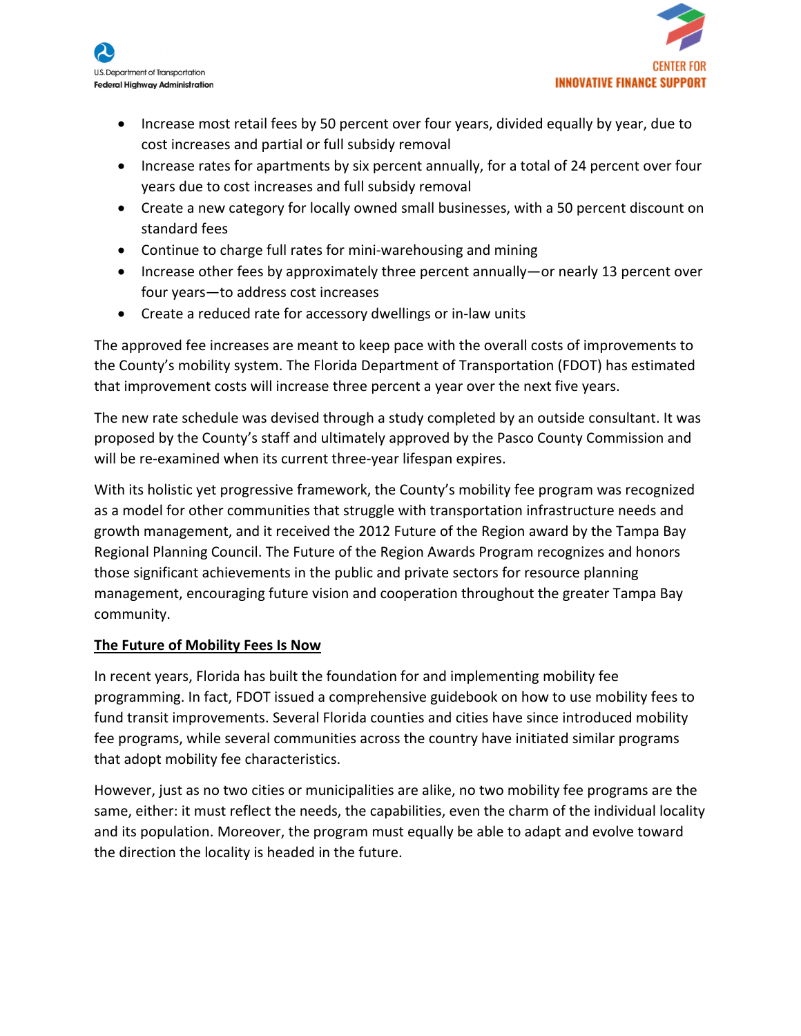- Increase most retail fees by 50 percent over four years, divided equally by year, due to cost increases and partial or full subsidy removal
- Increase rates for apartments by six percent annually, for a total of 24 percent over four years due to cost increases and full subsidy removal
- Create a new category for locally owned small businesses, with a 50 percent discount on standard fees
- Continue to charge full rates for mini-warehousing and mining
- Increase other fees by approximately three percent annually—or nearly 13 percent over four years—to address cost increases
- Create a reduced rate for accessory dwellings or in-law units

The approved fee increases are meant to keep pace with the overall costs of improvements to the County's mobility system. The Florida Department of Transportation (FDOT) has estimated that improvement costs will increase three percent a year over the next five years.

The new rate schedule was devised through a study completed by an outside consultant. It was proposed by the County's staff and ultimately approved by the Pasco County Commission and will be re-examined when its current three-year lifespan expires.

With its holistic yet progressive framework, the County's mobility fee program was recognized as a model for other communities that struggle with transportation infrastructure needs and growth management, and it received the 2012 Future of the Region award by the Tampa Bay Regional Planning Council. The Future of the Region Awards Program recognizes and honors those significant achievements in the public and private sectors for resource planning management, encouraging future vision and cooperation throughout the greater Tampa Bay community.

**The Future of Mobility Fees Is Now**

In recent years, Florida has built the foundation for and implementing mobility fee programming. In fact, FDOT issued a comprehensive guidebook on how to use mobility fees to fund transit improvements. Several Florida counties and cities have since introduced mobility fee programs, while several communities across the country have initiated similar programs that adopt mobility fee characteristics.

However, just as no two cities or municipalities are alike, no two mobility fee programs are the same, either: it must reflect the needs, the capabilities, even the charm of the individual locality and its population. Moreover, the program must equally be able to adapt and evolve toward the direction the locality is headed in the future.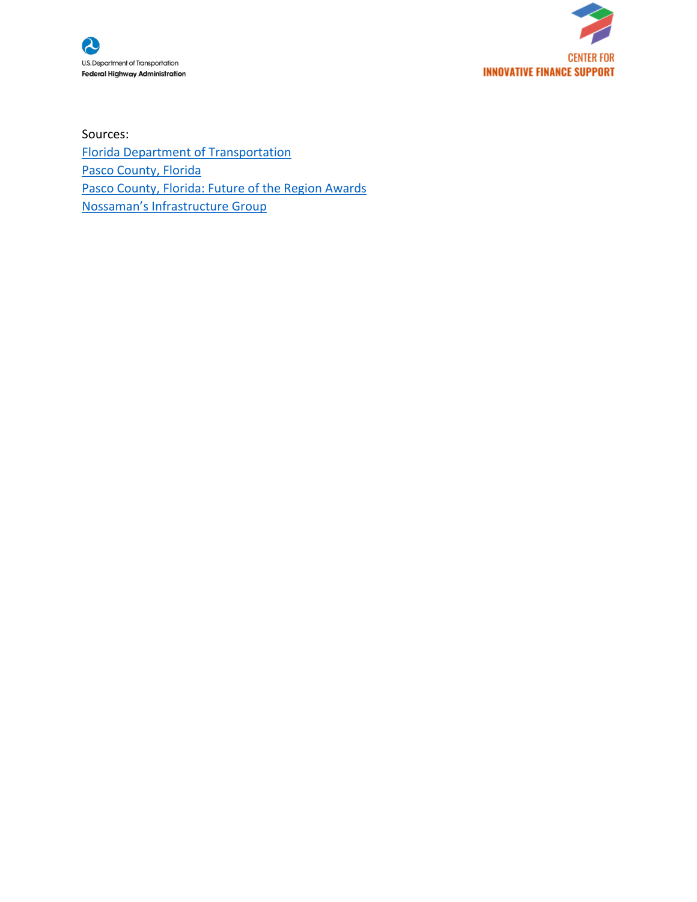Sources:

[Florida Department of Transportation]

[Pasco County, Florida]

[Pasco County, Florida: Future of the Region Awards]

[Nossaman's Infrastructure Group]